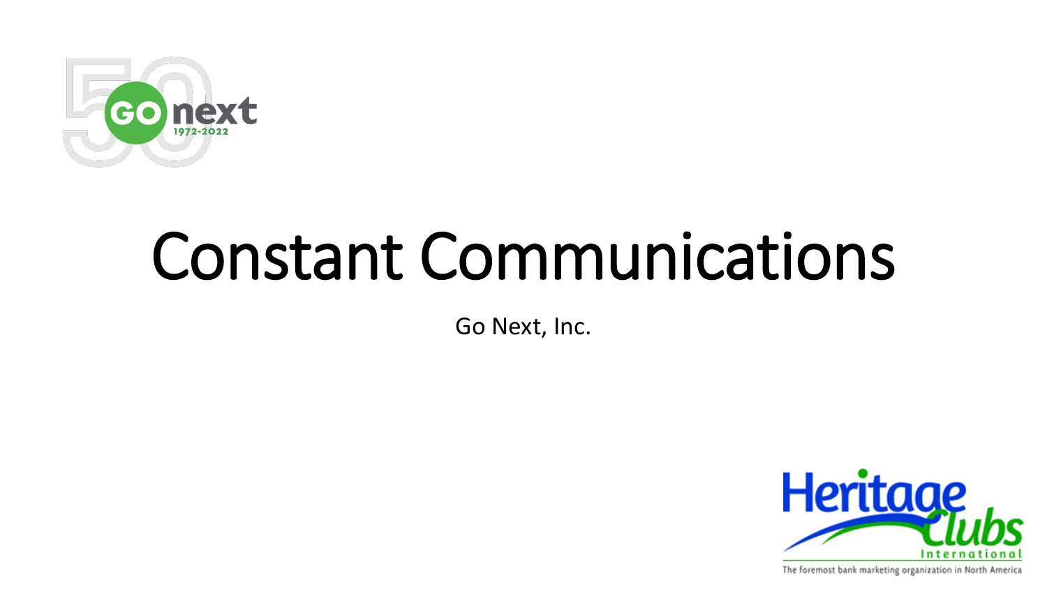# Constant Communications

Go Next, Inc.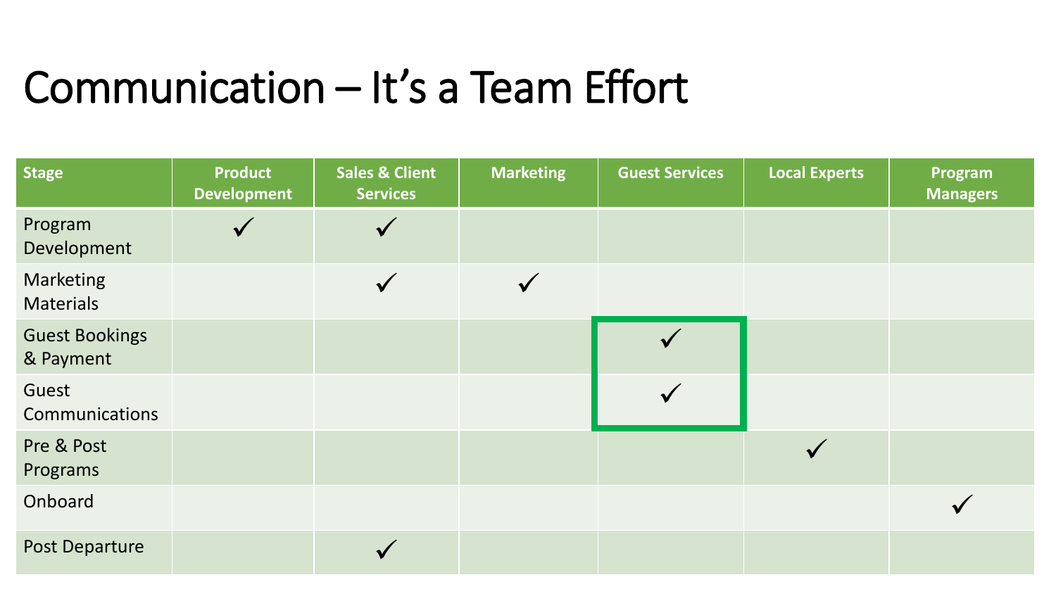# Communication – It's a Team Effort

| Stage | Product Development | Sales & Client Services | Marketing | Guest Services | Local Experts | Program Managers |
|---|---|---|---|---|---|---|
| Program Development | ✓ | ✓ | | | | |
| Marketing Materials | | ✓ | ✓ | | | |
| Guest Bookings & Payment | | | | ✓ | | |
| Guest Communications | | | | ✓ | | |
| Pre & Post Programs | | | | | ✓ | |
| Onboard | | | | | | ✓ |
| Post Departure | | ✓ | | | | |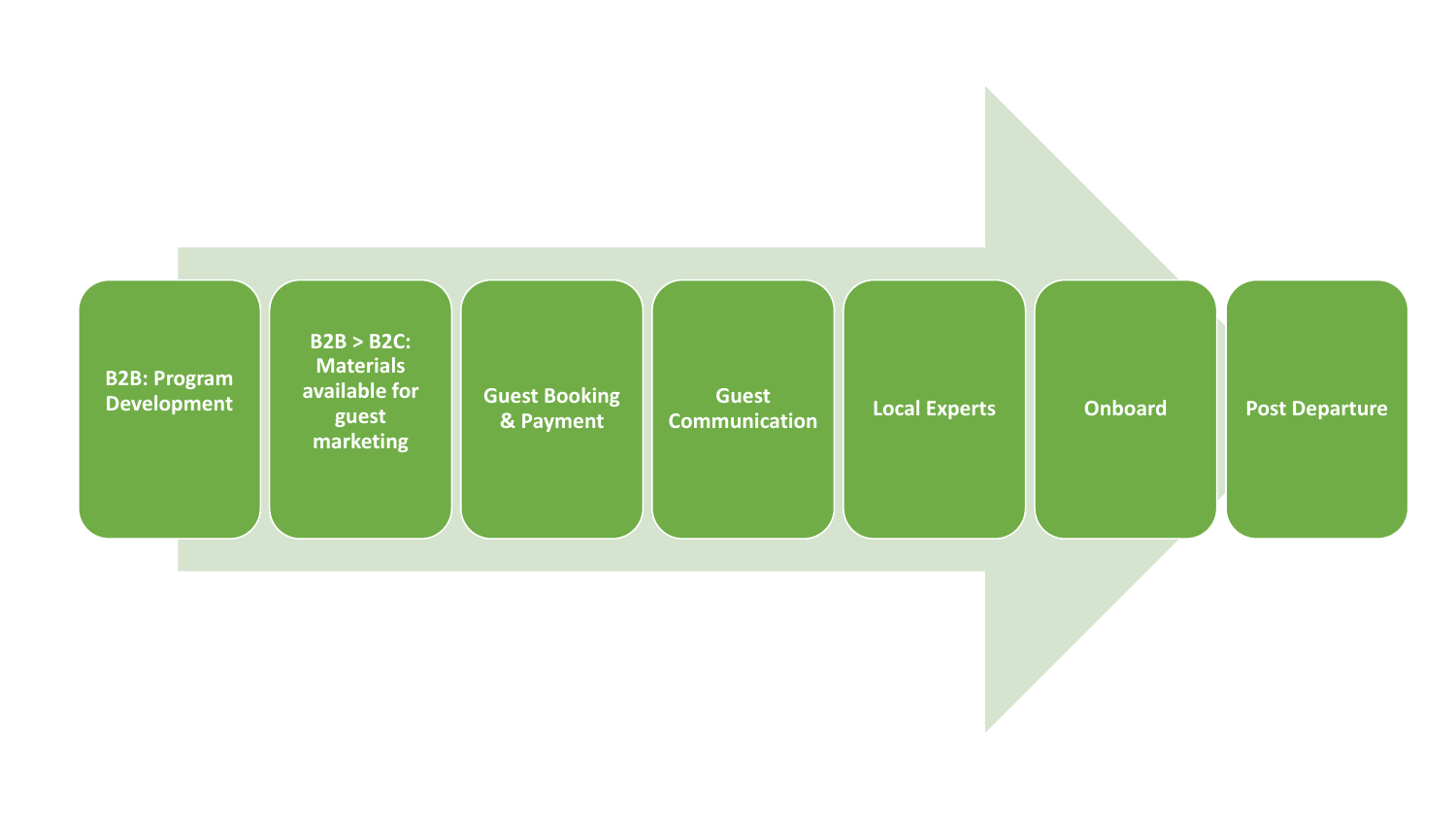- B2B: Program Development
- B2B > B2C: Materials available for guest marketing
- Guest Booking & Payment
- Guest Communication
- Local Experts
- Onboard
- Post Departure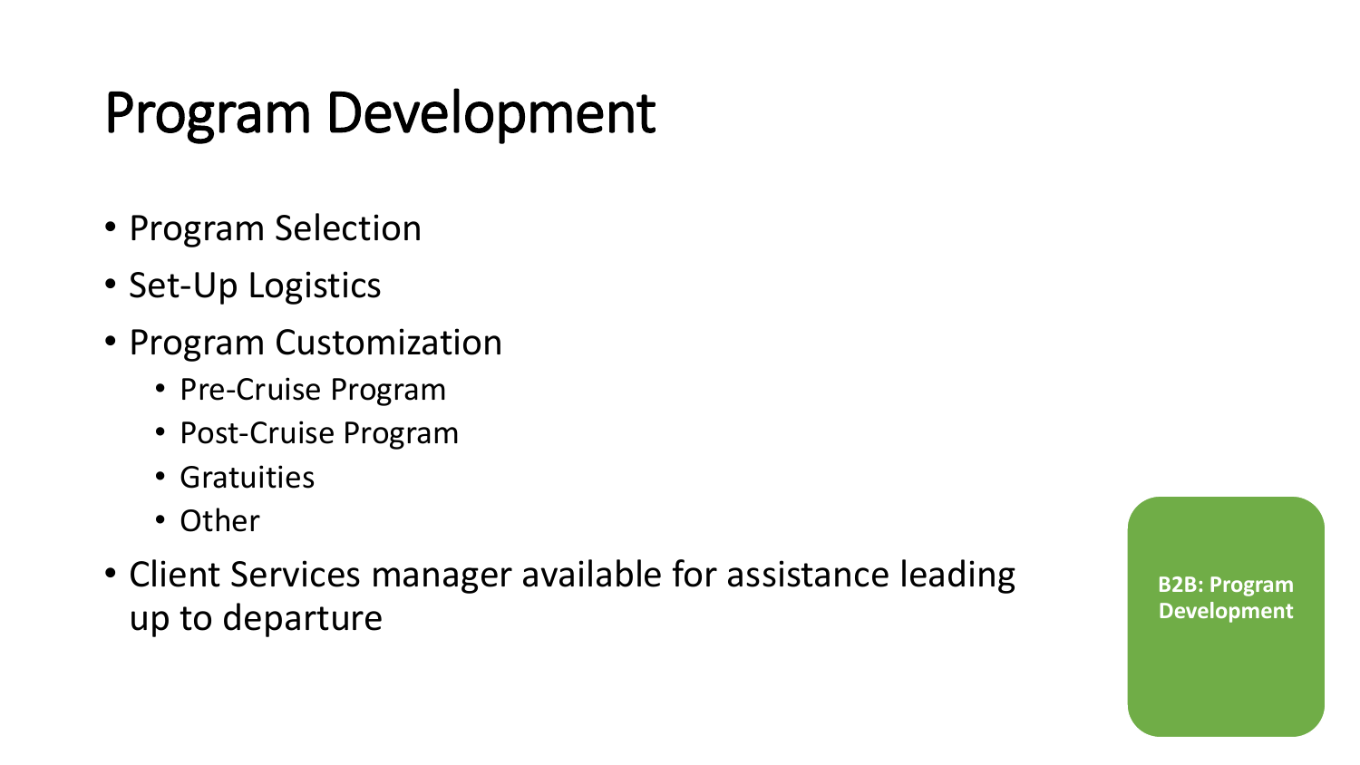# Program Development

- Program Selection
- Set-Up Logistics
- Program Customization
  - Pre-Cruise Program
  - Post-Cruise Program
  - Gratuities
  - Other
- Client Services manager available for assistance leading up to departure

**B2B: Program Development**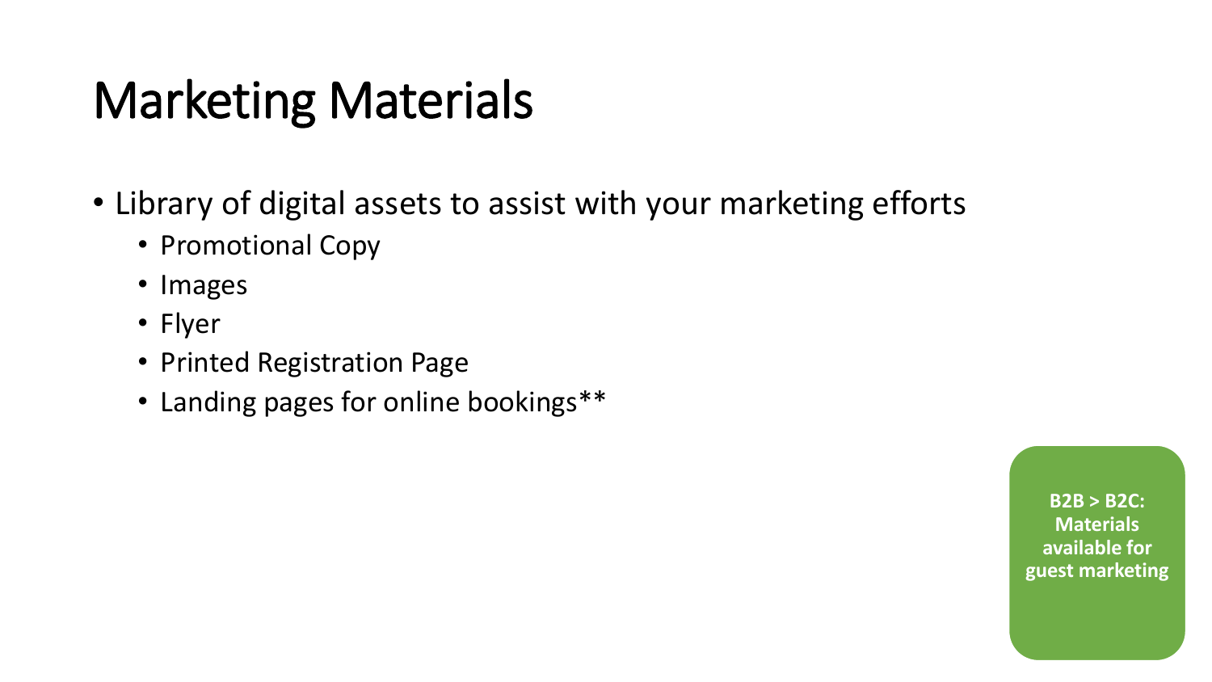# Marketing Materials

- Library of digital assets to assist with your marketing efforts
  - Promotional Copy
  - Images
  - Flyer
  - Printed Registration Page
  - Landing pages for online bookings**

**B2B > B2C: Materials available for guest marketing**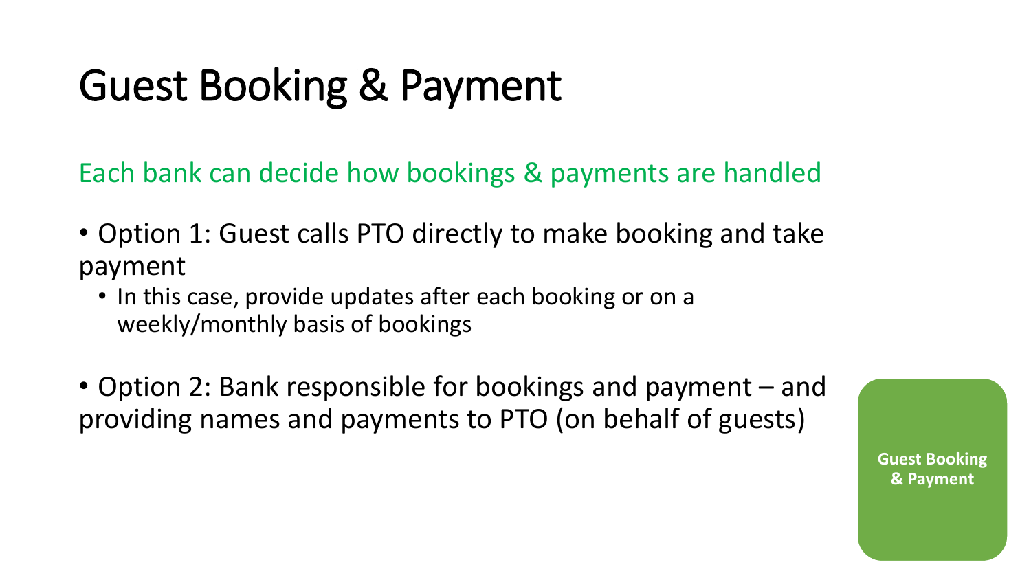# Guest Booking & Payment

Each bank can decide how bookings & payments are handled

- Option 1: Guest calls PTO directly to make booking and take payment
  - In this case, provide updates after each booking or on a weekly/monthly basis of bookings

- Option 2: Bank responsible for bookings and payment – and providing names and payments to PTO (on behalf of guests)

**Guest Booking & Payment**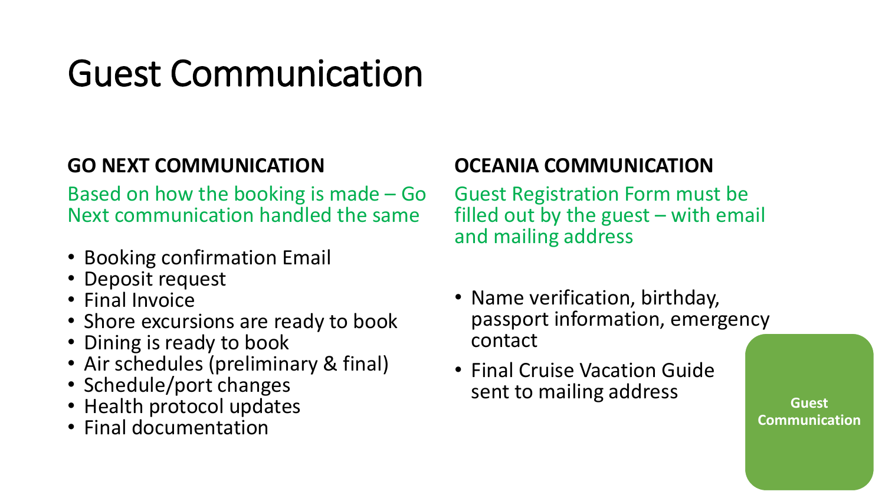# Guest Communication

## GO NEXT COMMUNICATION

Based on how the booking is made – Go Next communication handled the same

- Booking confirmation Email
- Deposit request
- Final Invoice
- Shore excursions are ready to book
- Dining is ready to book
- Air schedules (preliminary & final)
- Schedule/port changes
- Health protocol updates
- Final documentation

## OCEANIA COMMUNICATION

Guest Registration Form must be filled out by the guest – with email and mailing address

- Name verification, birthday, passport information, emergency contact
- Final Cruise Vacation Guide sent to mailing address

**Guest Communication**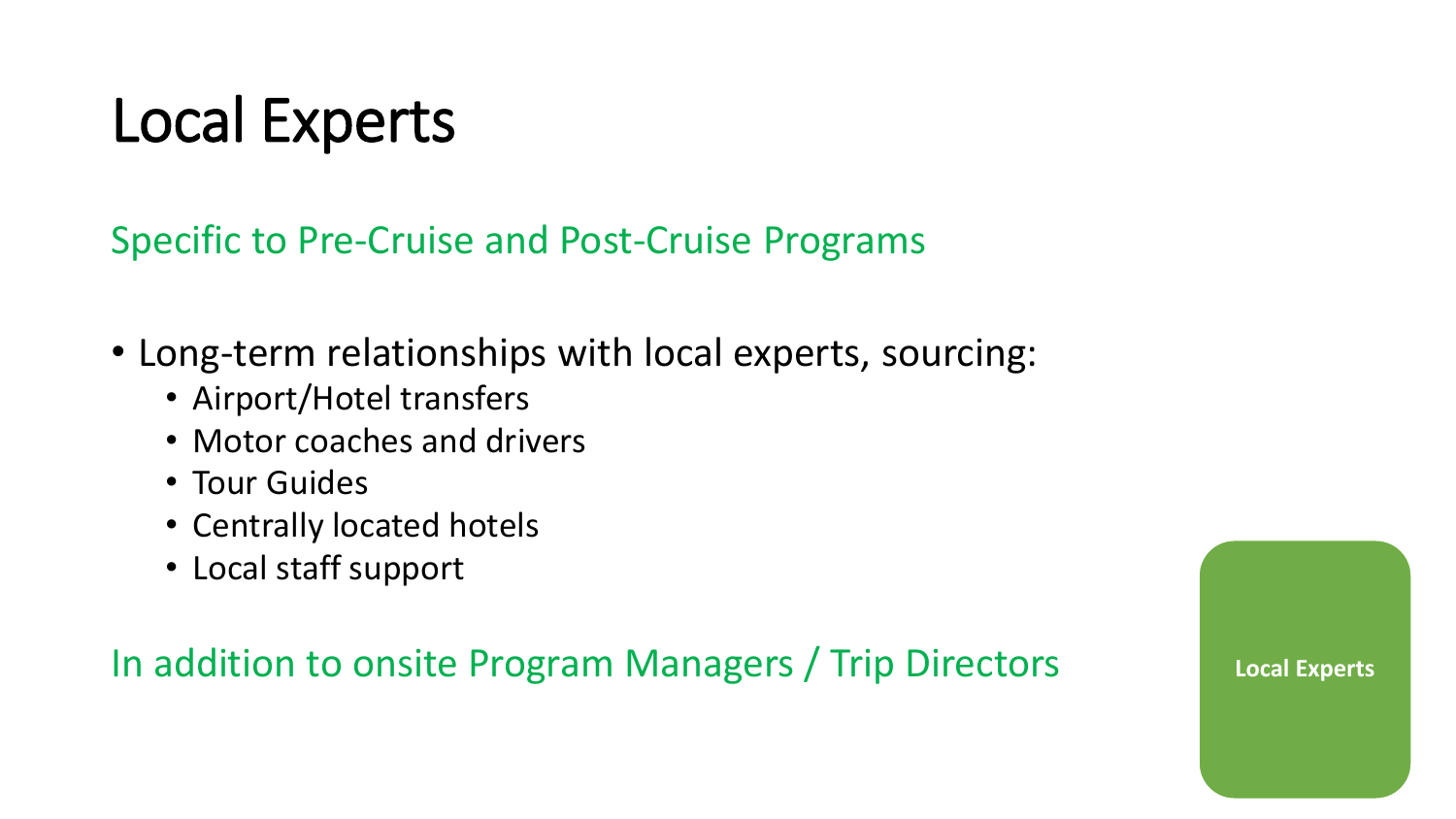# Local Experts

Specific to Pre-Cruise and Post-Cruise Programs

- Long-term relationships with local experts, sourcing:
  - Airport/Hotel transfers
  - Motor coaches and drivers
  - Tour Guides
  - Centrally located hotels
  - Local staff support

In addition to onsite Program Managers / Trip Directors

**Local Experts**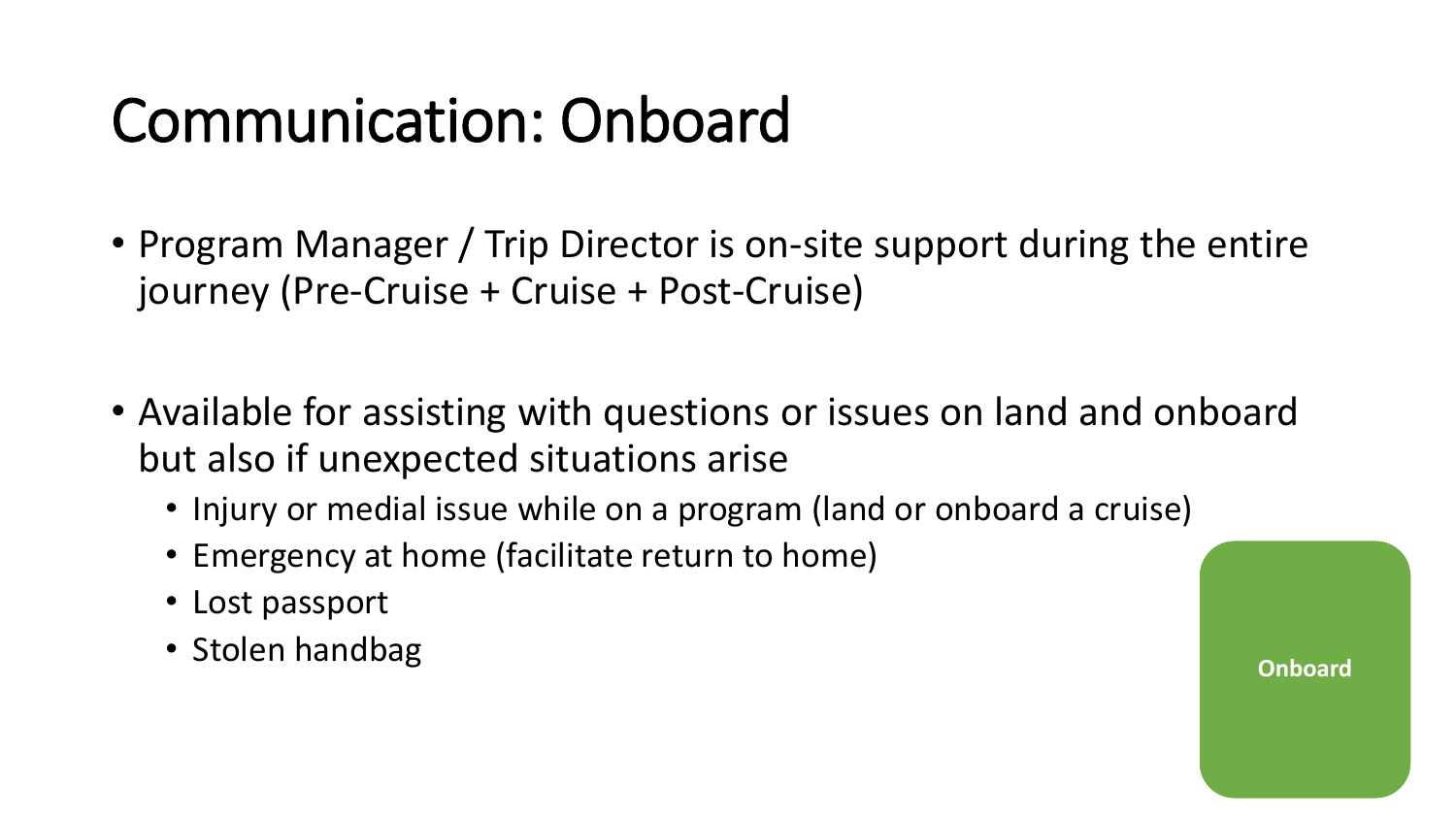# Communication: Onboard

- Program Manager / Trip Director is on-site support during the entire journey (Pre-Cruise + Cruise + Post-Cruise)

- Available for assisting with questions or issues on land and onboard but also if unexpected situations arise
  - Injury or medial issue while on a program (land or onboard a cruise)
  - Emergency at home (facilitate return to home)
  - Lost passport
  - Stolen handbag

**Onboard**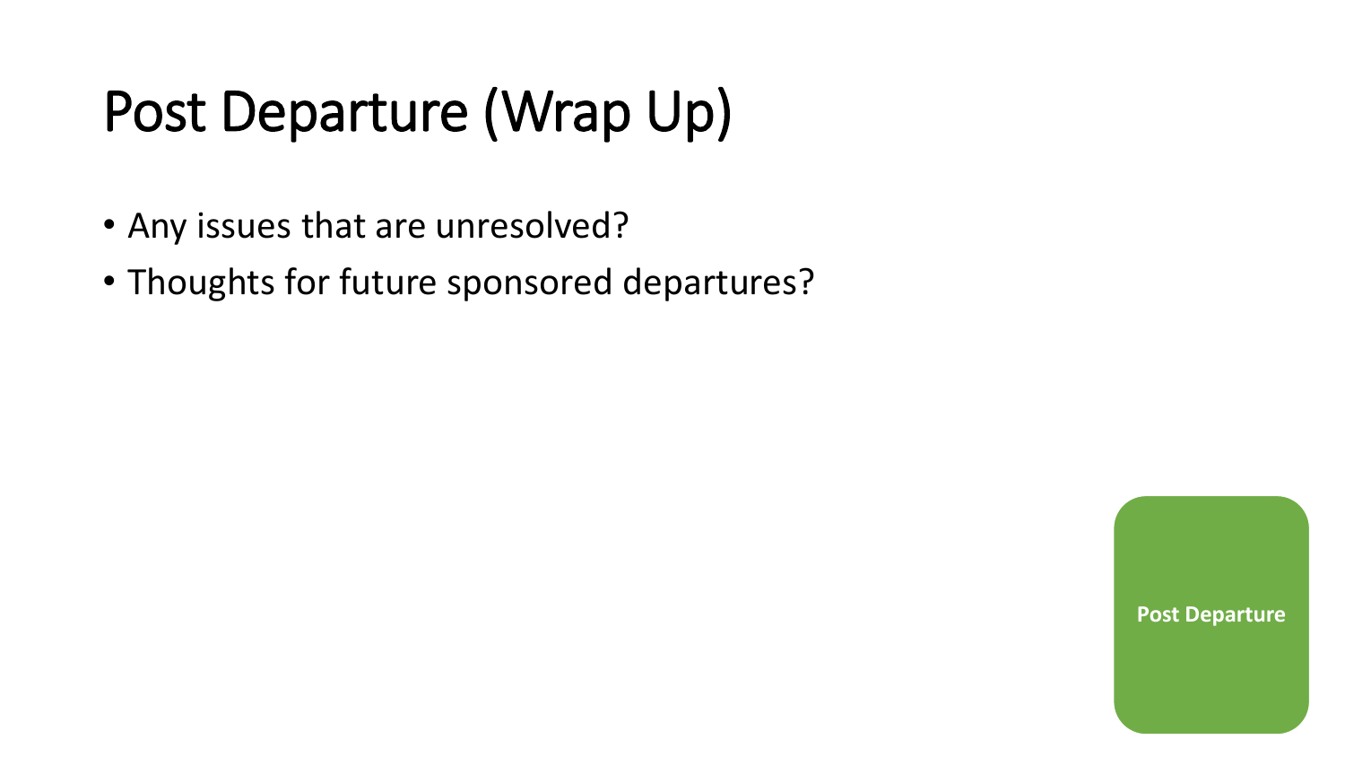# Post Departure (Wrap Up)

- Any issues that are unresolved?
- Thoughts for future sponsored departures?

**Post Departure**